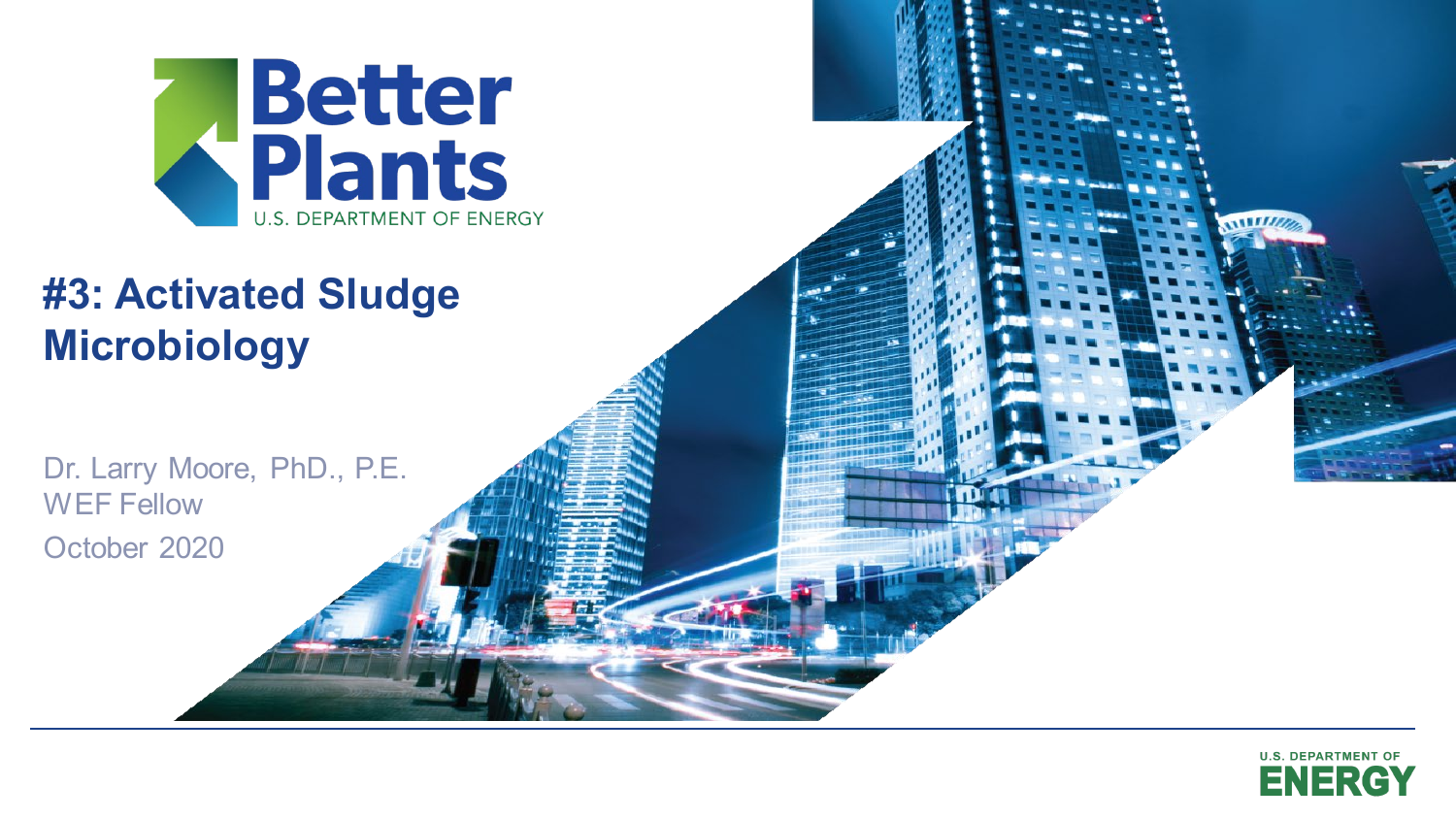Better Plants

U.S. DEPARTMENT OF ENERGY

# #3: Activated Sludge Microbiology

Dr. Larry Moore, PhD., P.E.

WEF Fellow

October 2020

U.S. DEPARTMENT OF ENERGY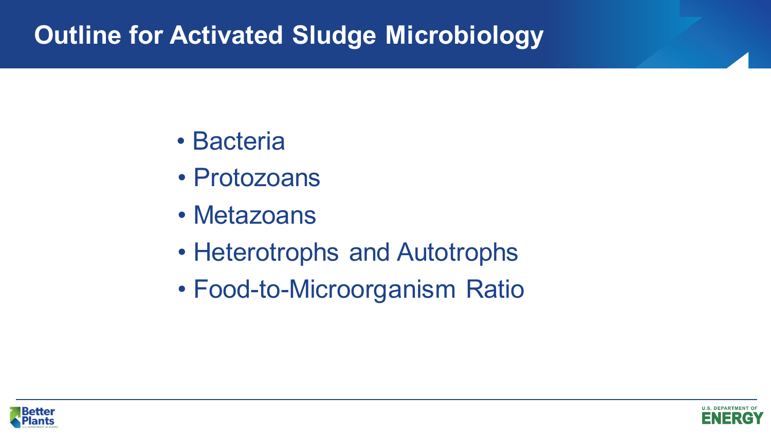# Outline for Activated Sludge Microbiology

- Bacteria
- Protozoans
- Metazoans
- Heterotrophs and Autotrophs
- Food-to-Microorganism Ratio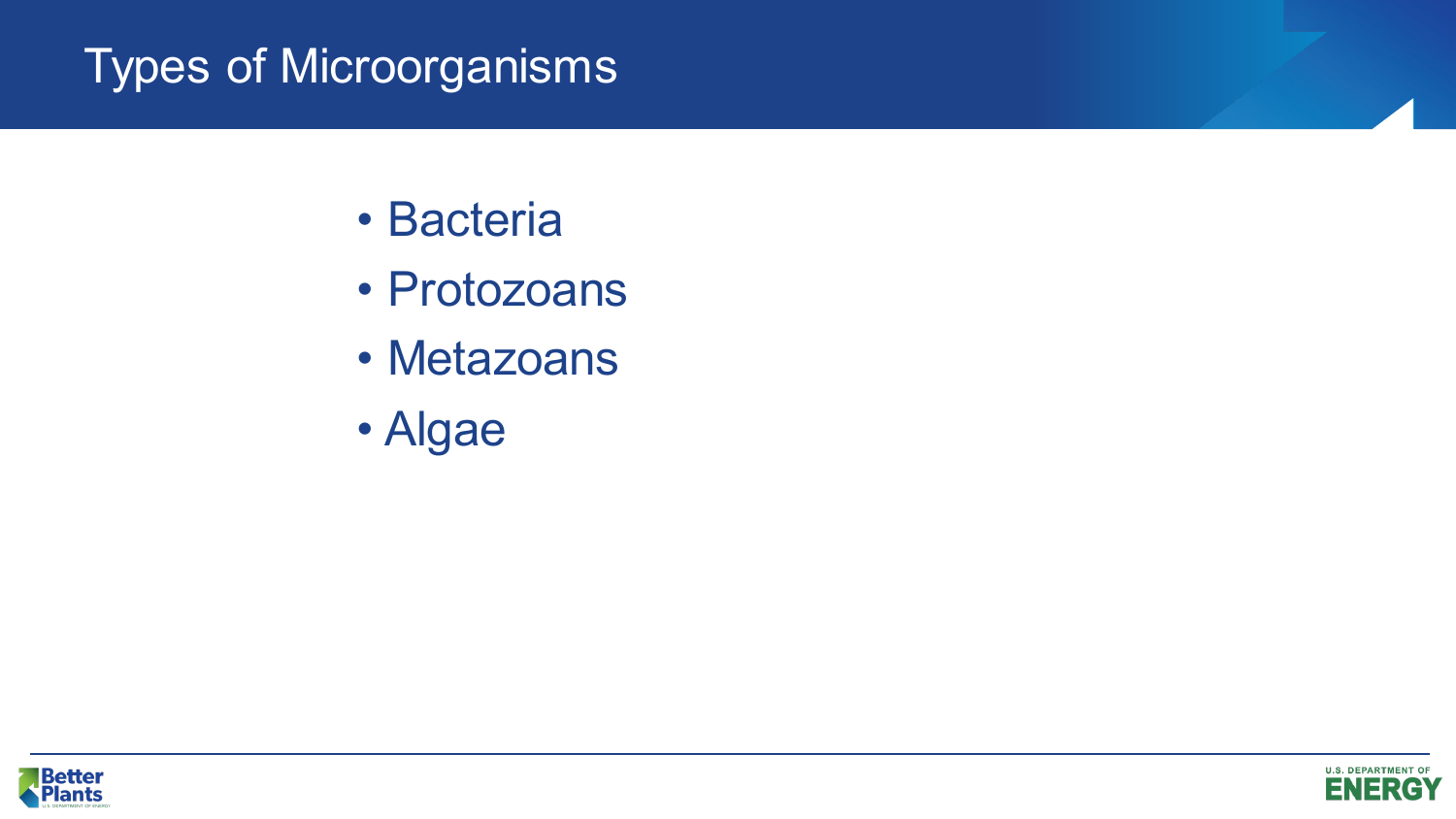# Types of Microorganisms

- Bacteria
- Protozoans
- Metazoans
- Algae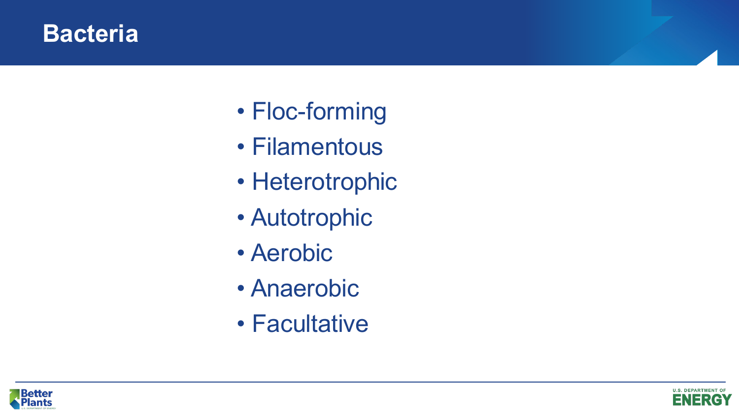# Bacteria

- Floc-forming
- Filamentous
- Heterotrophic
- Autotrophic
- Aerobic
- Anaerobic
- Facultative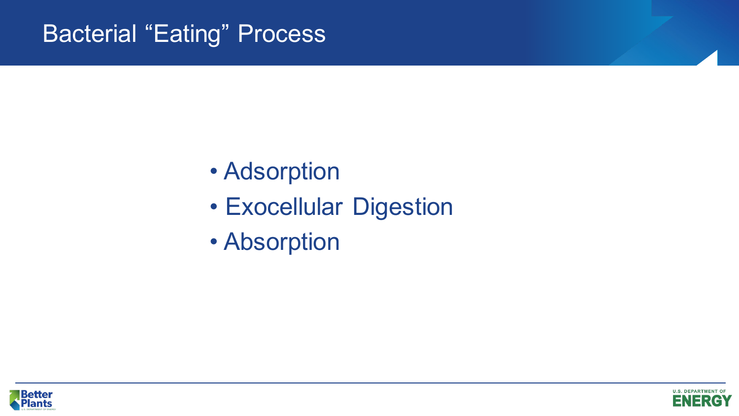# Bacterial “Eating” Process

- Adsorption
- Exocellular Digestion
- Absorption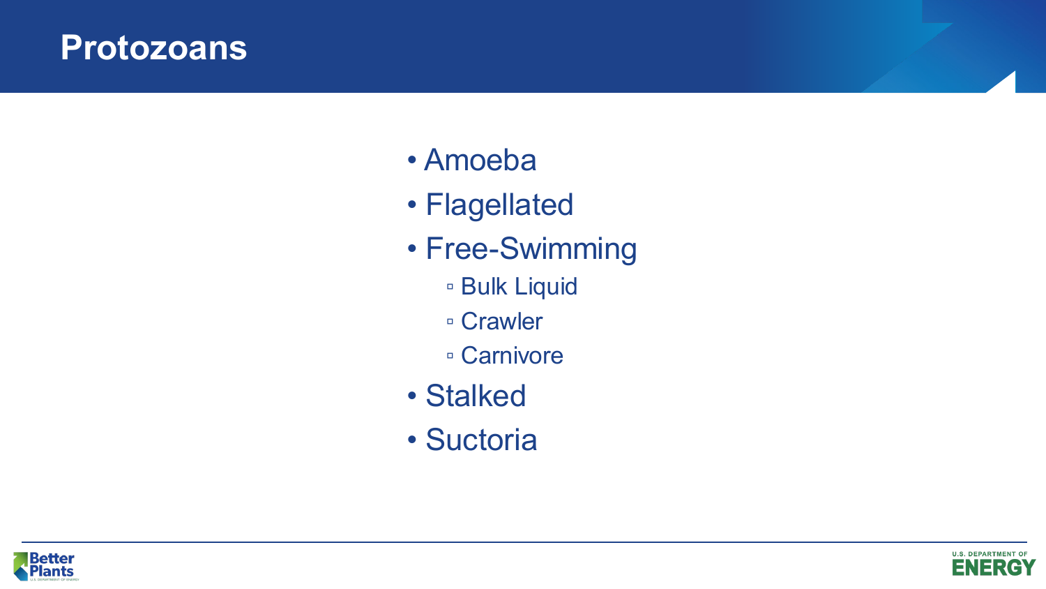# Protozoans

- Amoeba
- Flagellated
- Free-Swimming
  - Bulk Liquid
  - Crawler
  - Carnivore
- Stalked
- Suctoria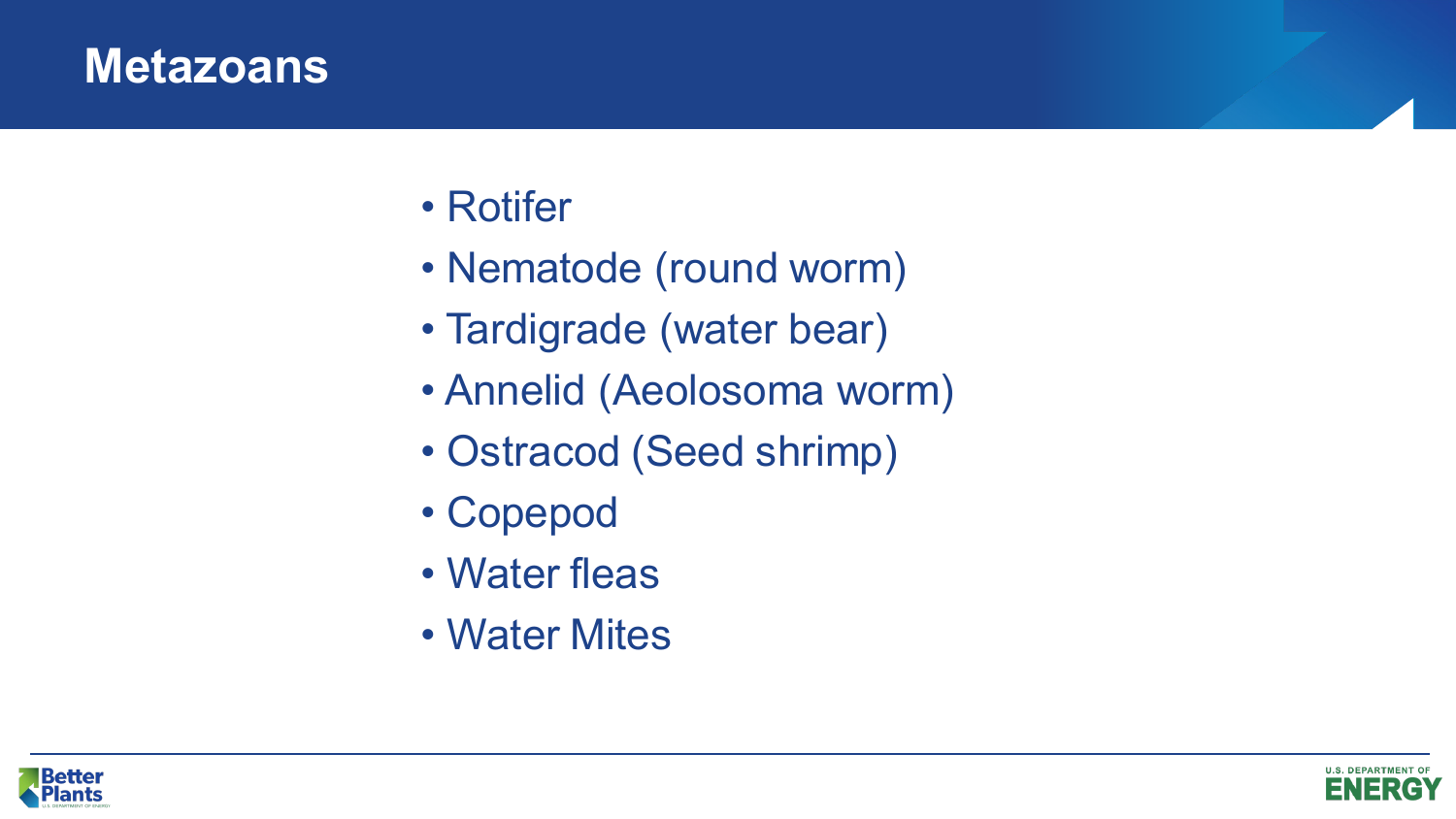# Metazoans

- Rotifer
- Nematode (round worm)
- Tardigrade (water bear)
- Annelid (Aeolosoma worm)
- Ostracod (Seed shrimp)
- Copepod
- Water fleas
- Water Mites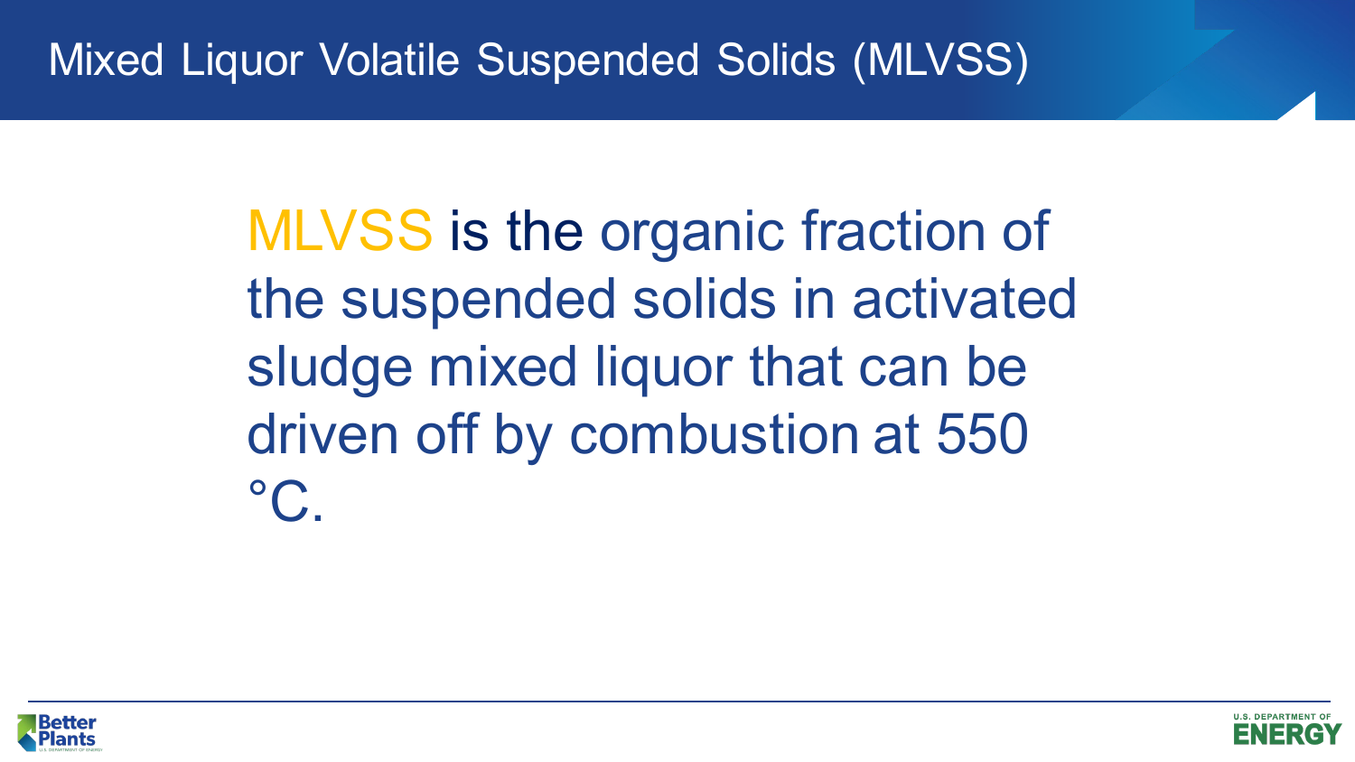# Mixed Liquor Volatile Suspended Solids (MLVSS)

MLVSS is the organic fraction of the suspended solids in activated sludge mixed liquor that can be driven off by combustion at 550 °C.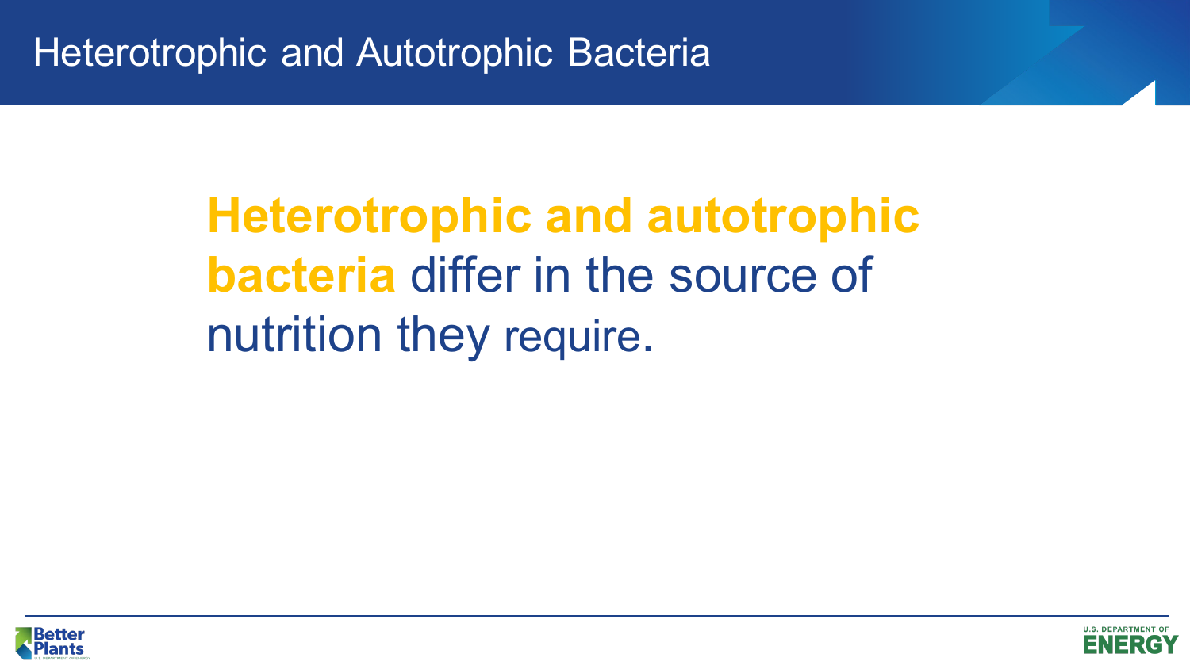# Heterotrophic and Autotrophic Bacteria

**Heterotrophic and autotrophic bacteria** differ in the source of nutrition they require.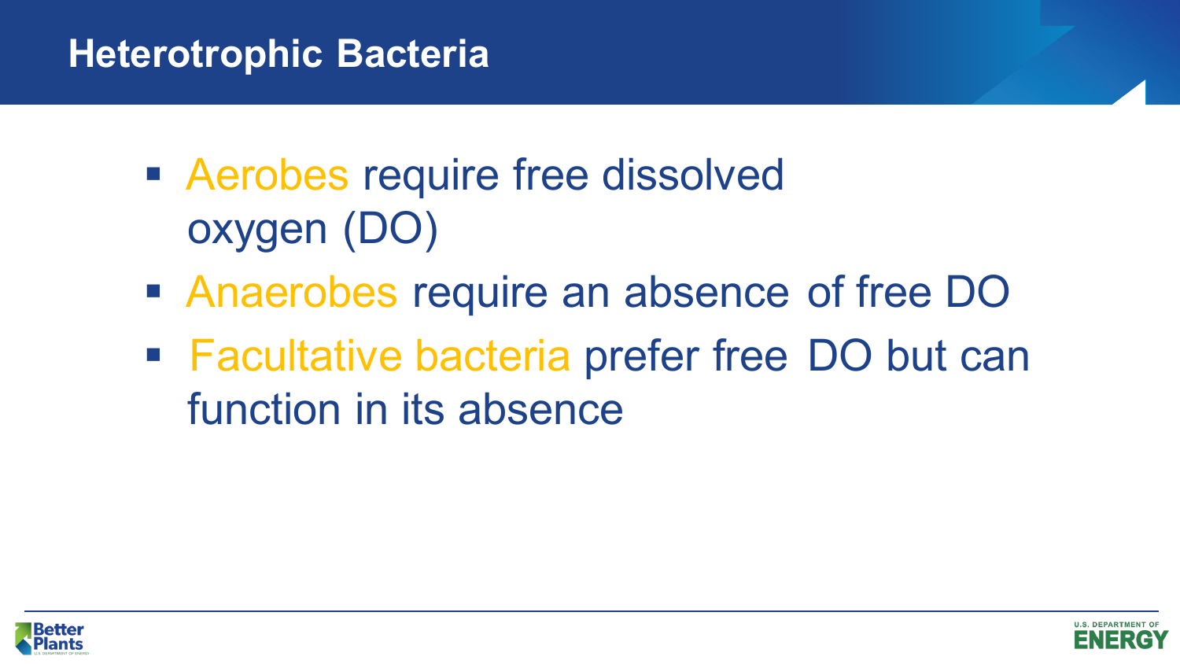# Heterotrophic Bacteria

- Aerobes require free dissolved oxygen (DO)
- Anaerobes require an absence of free DO
- Facultative bacteria prefer free DO but can function in its absence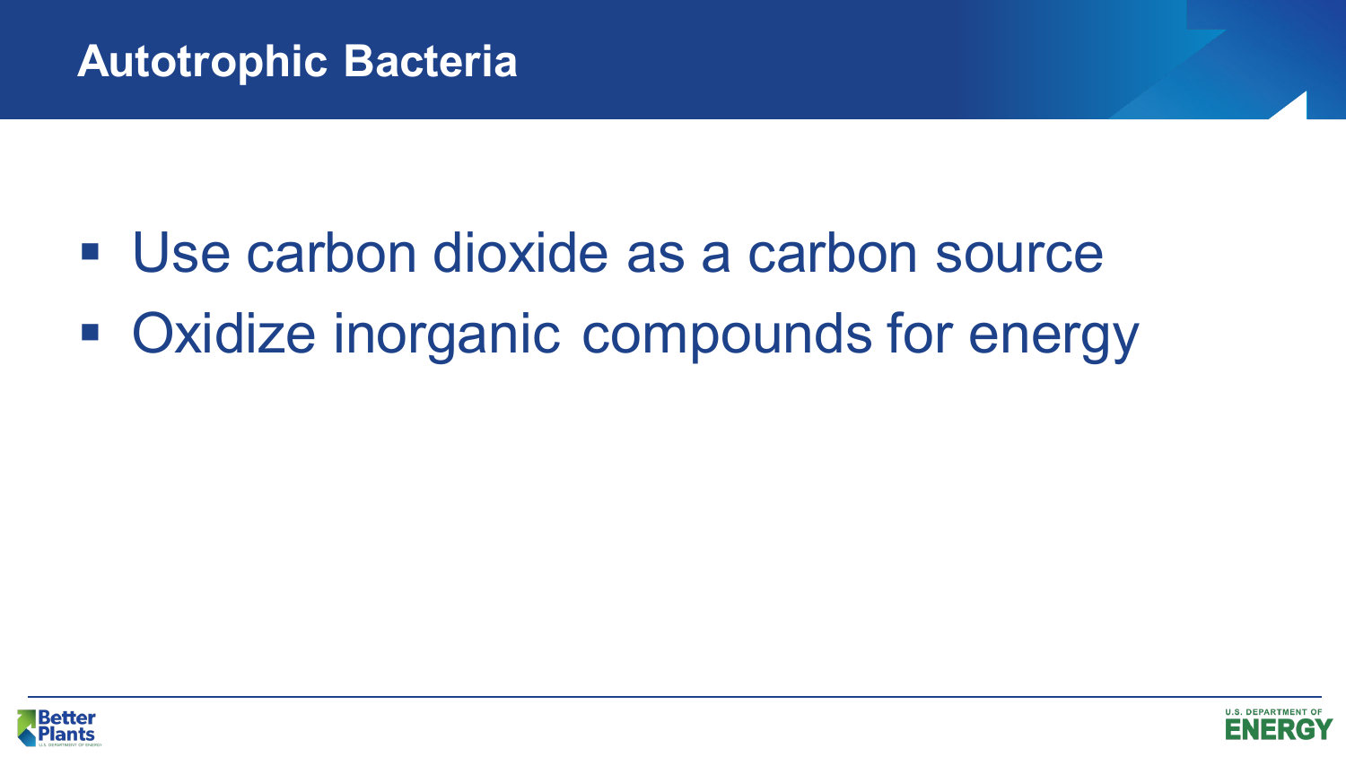# Autotrophic Bacteria

- Use carbon dioxide as a carbon source
- Oxidize inorganic compounds for energy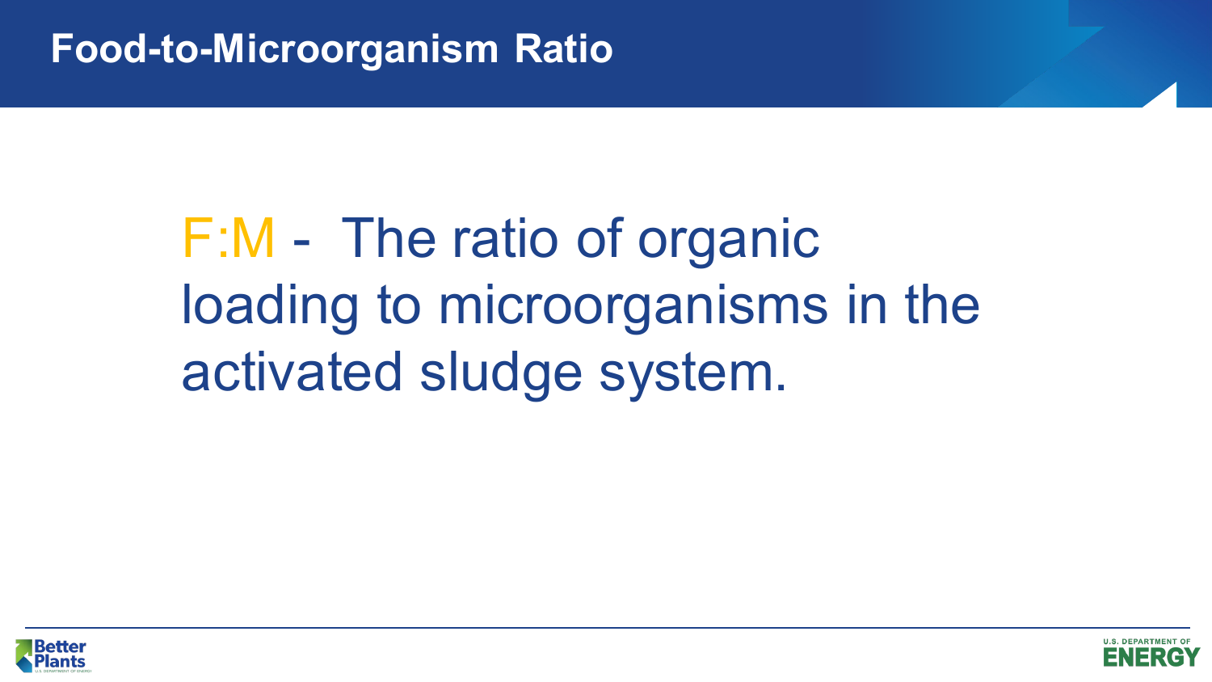# Food-to-Microorganism Ratio

F:M - The ratio of organic loading to microorganisms in the activated sludge system.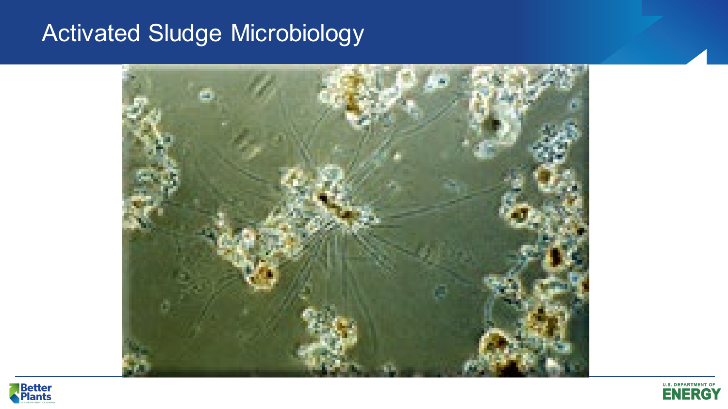# Activated Sludge Microbiology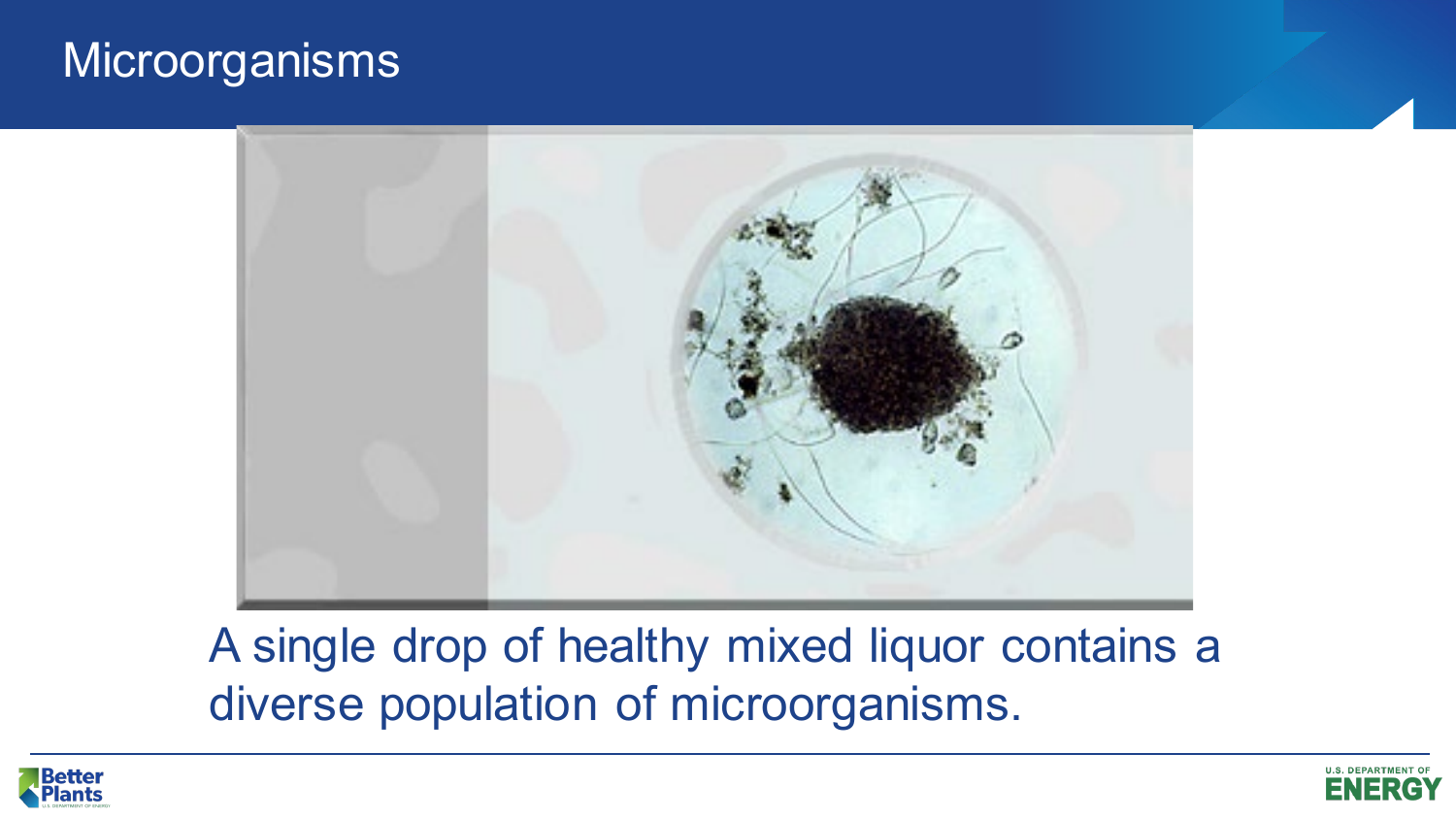# Microorganisms

A single drop of healthy mixed liquor contains a diverse population of microorganisms.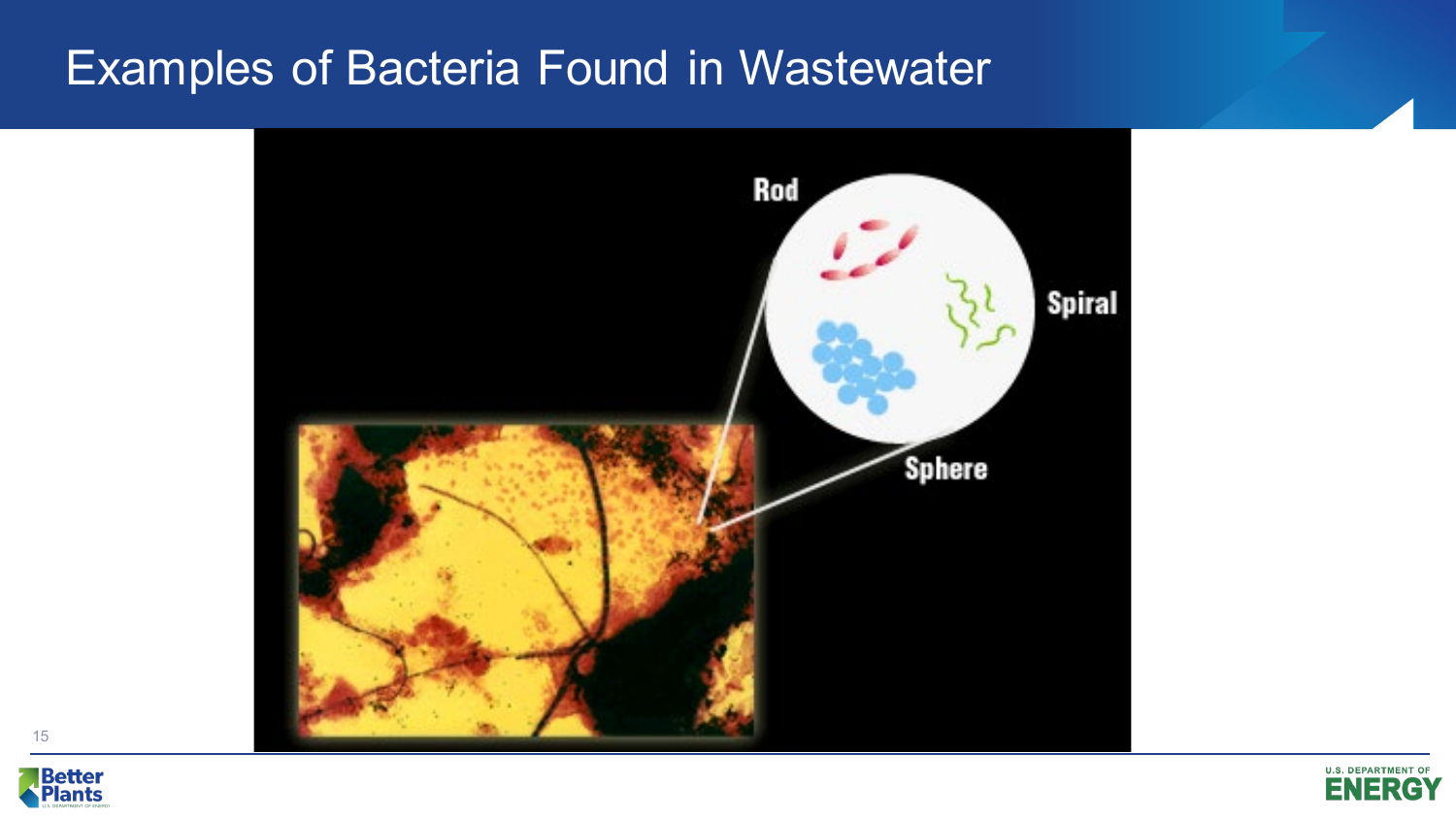# Examples of Bacteria Found in Wastewater

Rod

Spiral

Sphere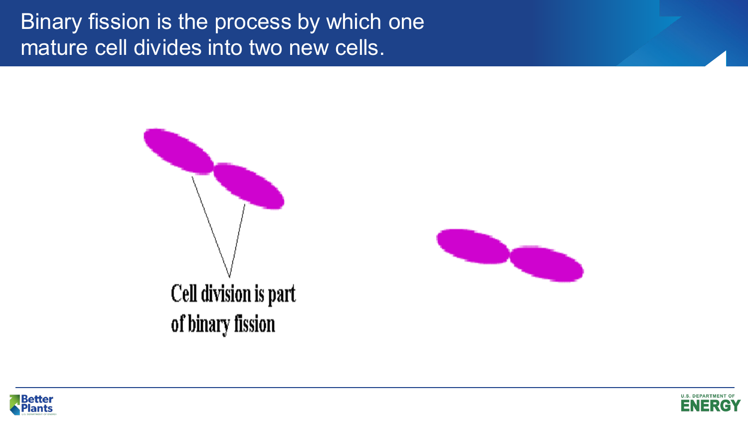# Binary fission is the process by which one mature cell divides into two new cells.

Cell division is part of binary fission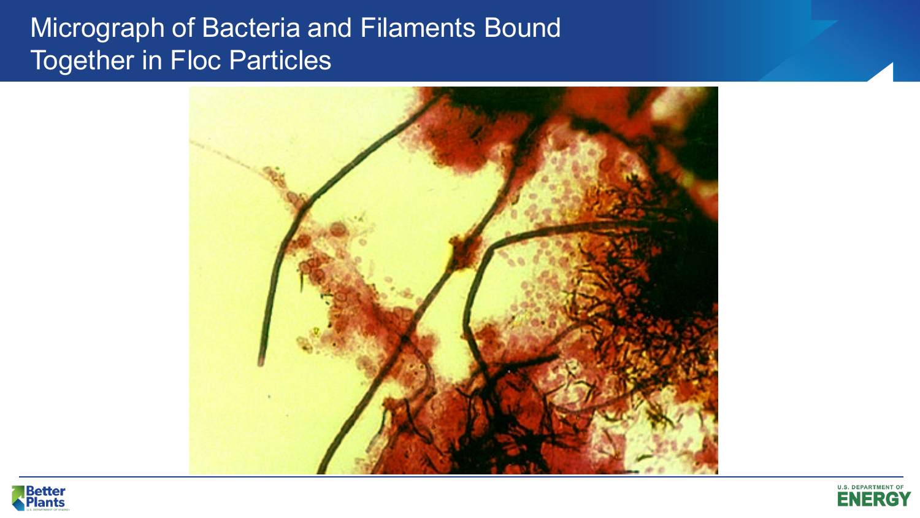# Micrograph of Bacteria and Filaments Bound Together in Floc Particles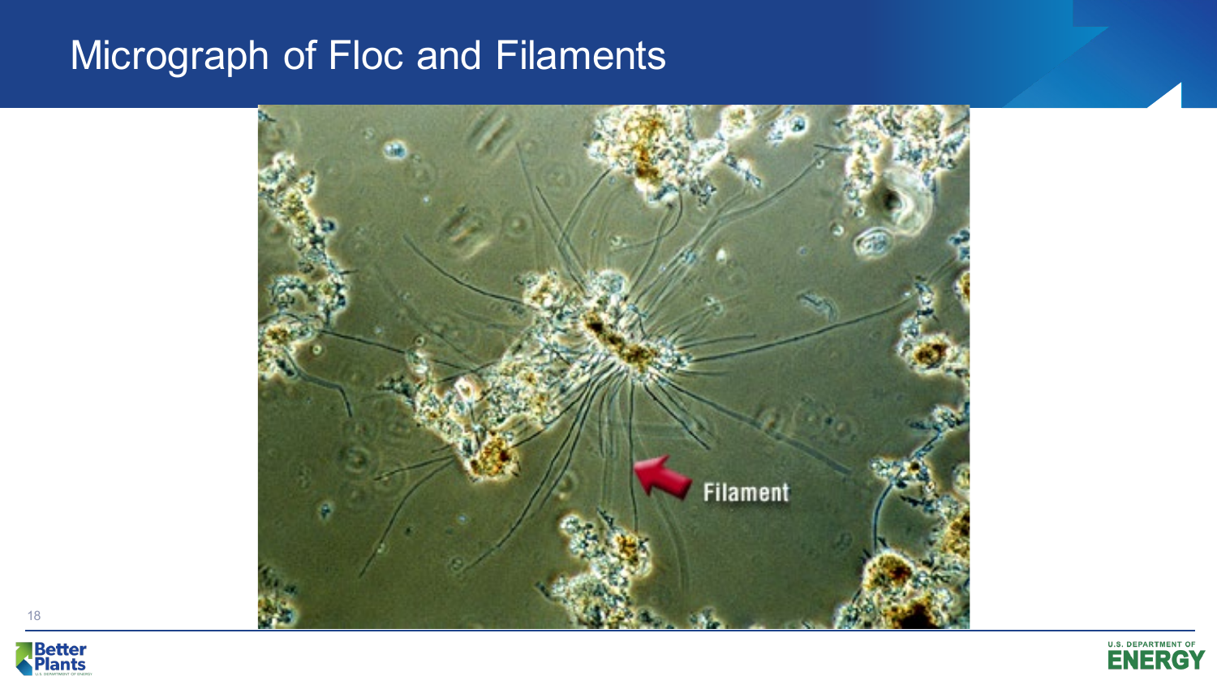# Micrograph of Floc and Filaments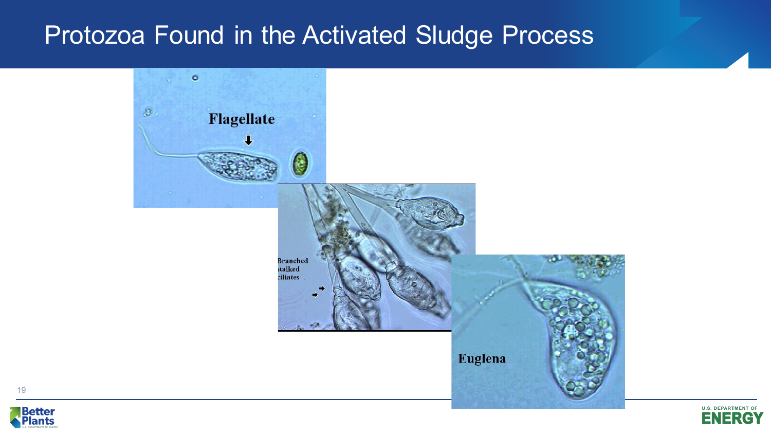# Protozoa Found in the Activated Sludge Process

Flagellate

Branched stalked ciliates

Euglena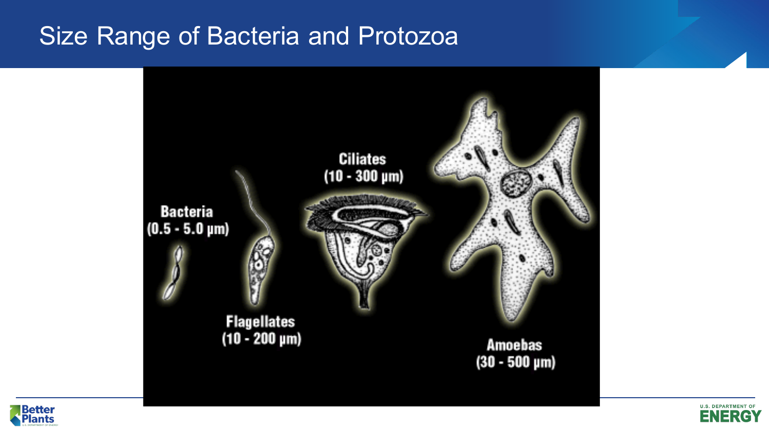# Size Range of Bacteria and Protozoa

Bacteria
(0.5 - 5.0 µm)

Flagellates
(10 - 200 µm)

Ciliates
(10 - 300 µm)

Amoebas
(30 - 500 µm)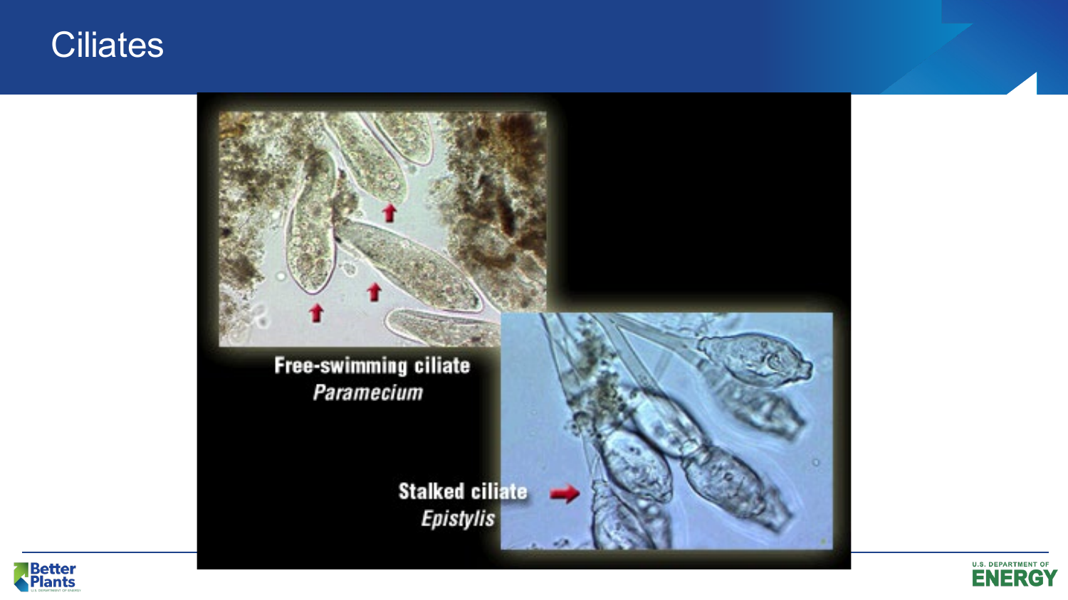# Ciliates

Free-swimming ciliate
*Paramecium*

Stalked ciliate
*Epistylis*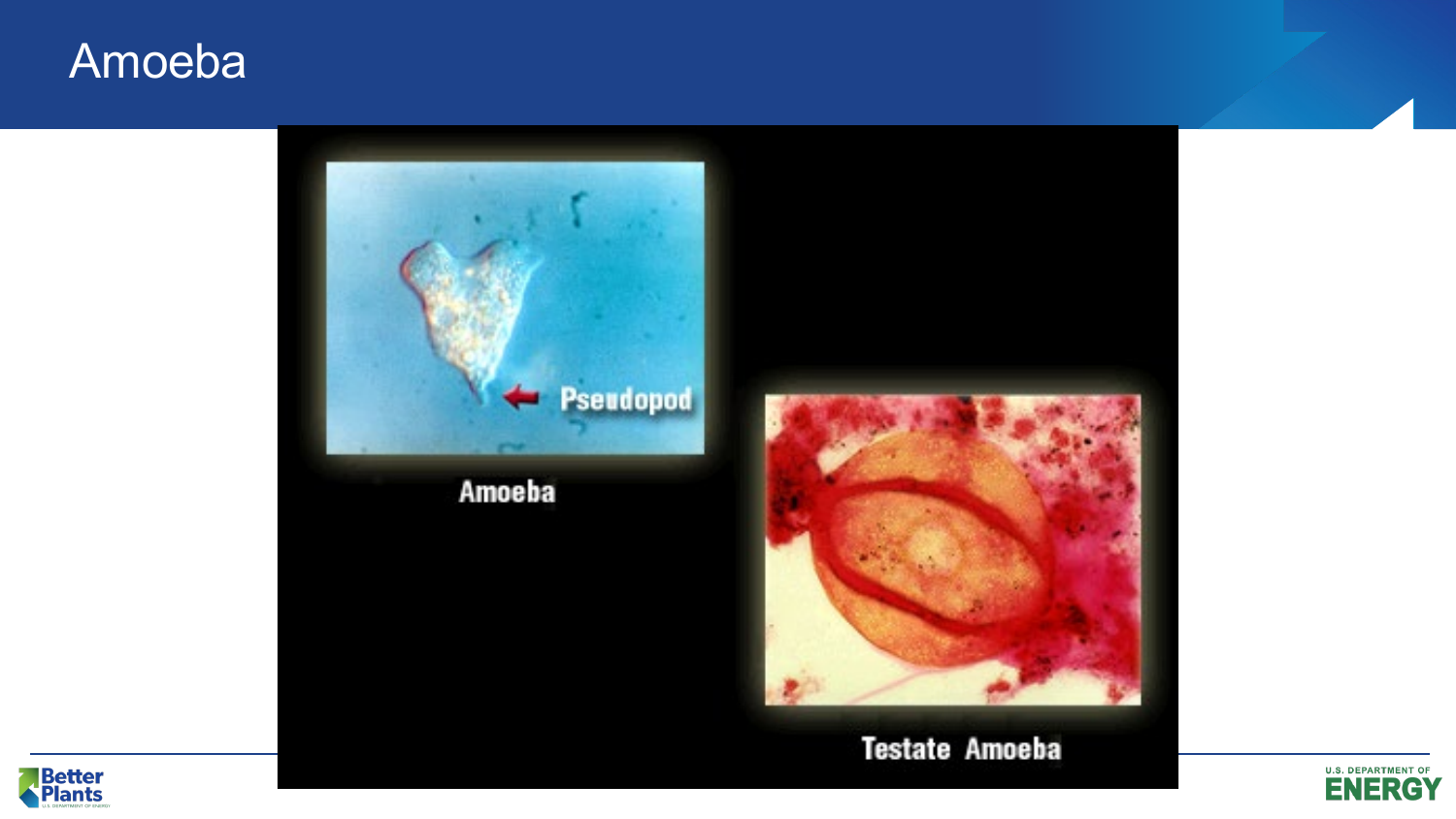# Amoeba

Pseudopod

Amoeba

Testate Amoeba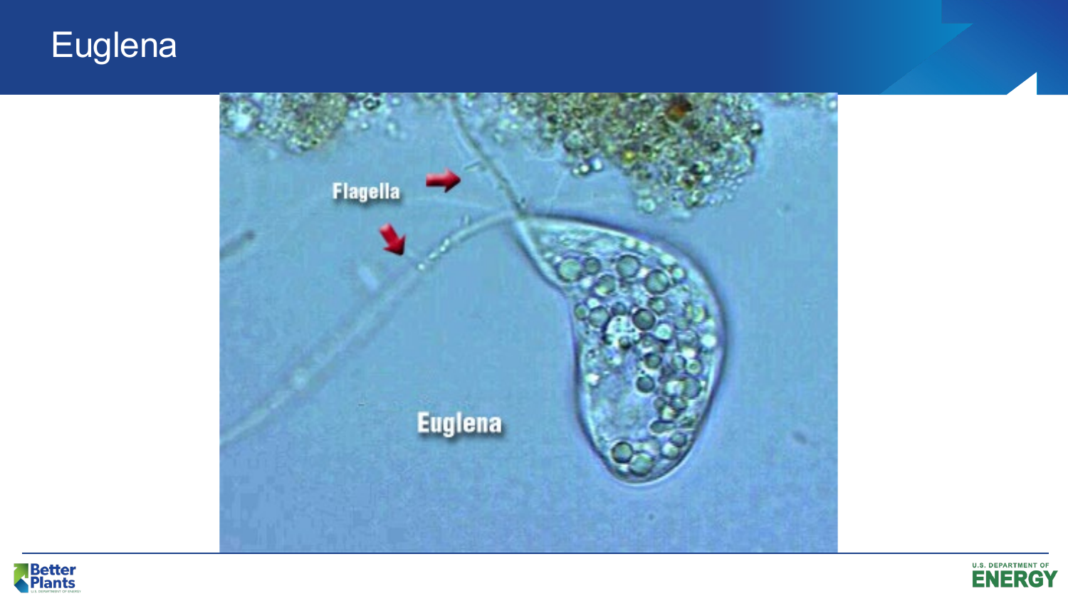# Euglena

Flagella

Euglena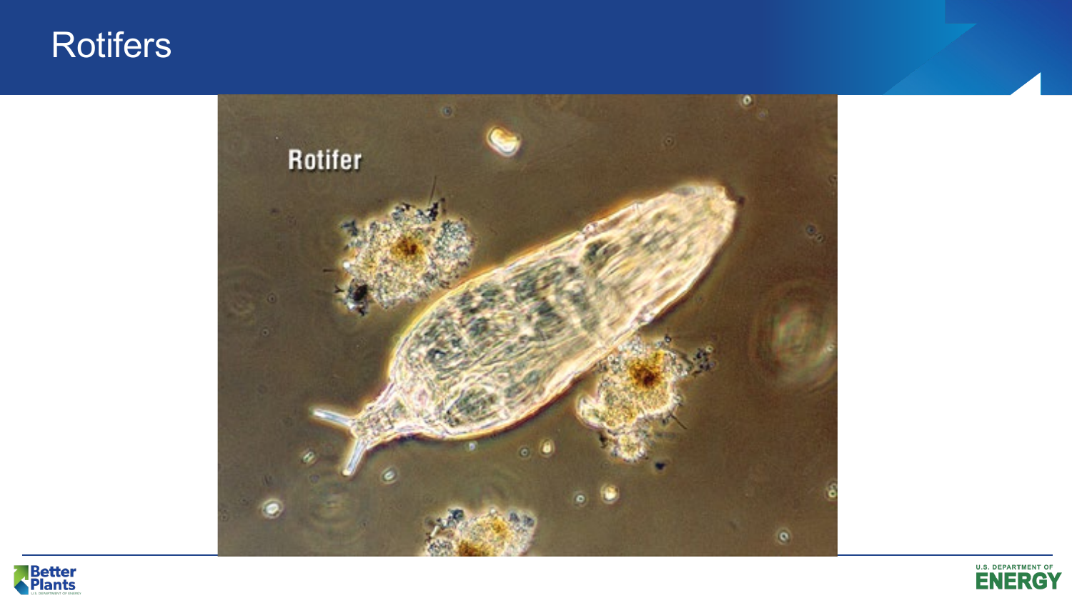# Rotifers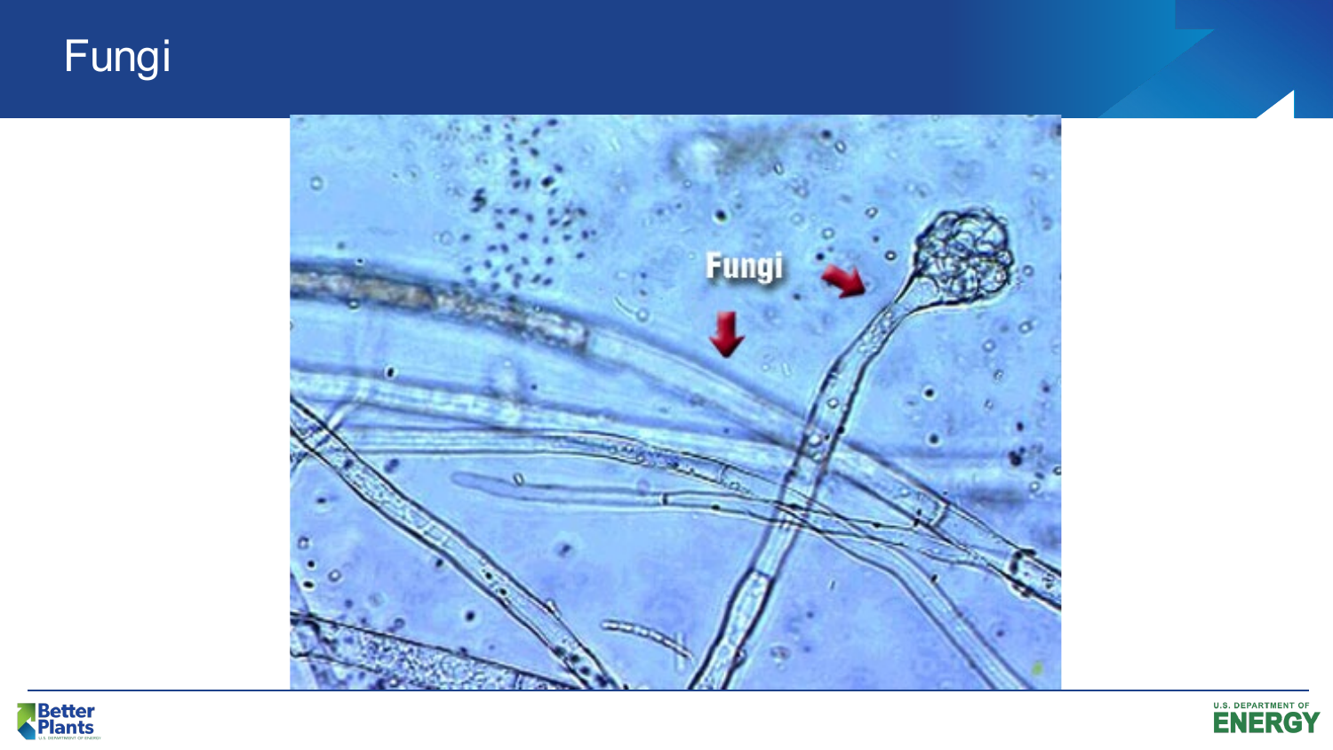# Fungi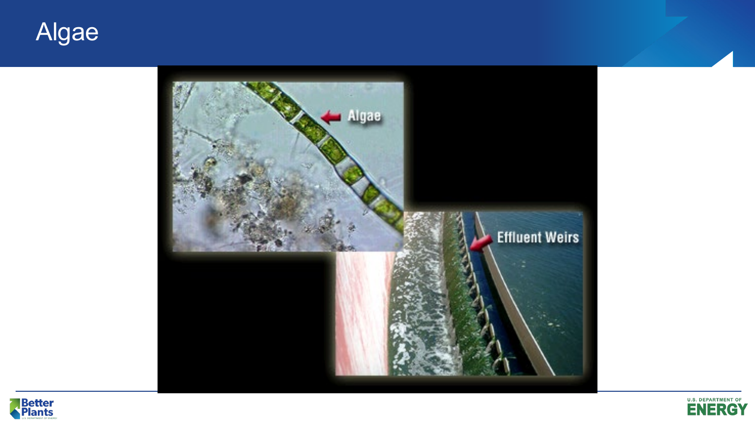# Algae

Algae

Effluent Weirs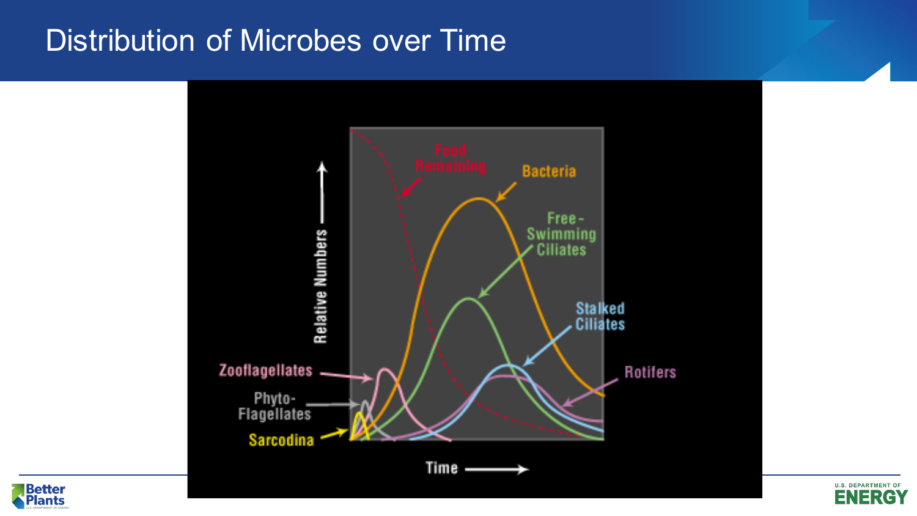# Distribution of Microbes over Time

Food Remaining

Bacteria

Free-Swimming Ciliates

Stalked Ciliates

Rotifers

Zooflagellates

Phyto-Flagellates

Sarcodina

Relative Numbers

Time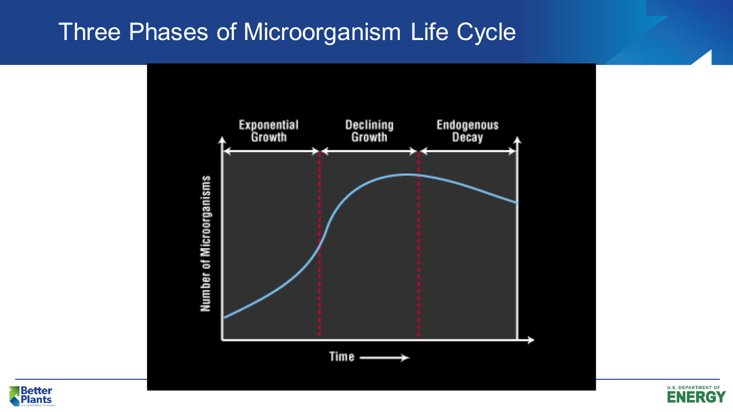# Three Phases of Microorganism Life Cycle

Exponential Growth | Declining Growth | Endogenous Decay

Number of Microorganisms

Time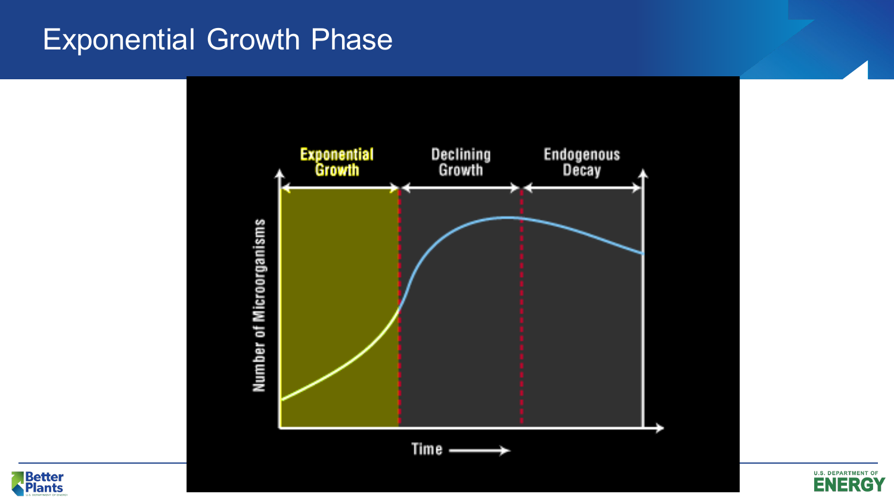# Exponential Growth Phase

Exponential Growth

Declining Growth

Endogenous Decay

Number of Microorganisms

Time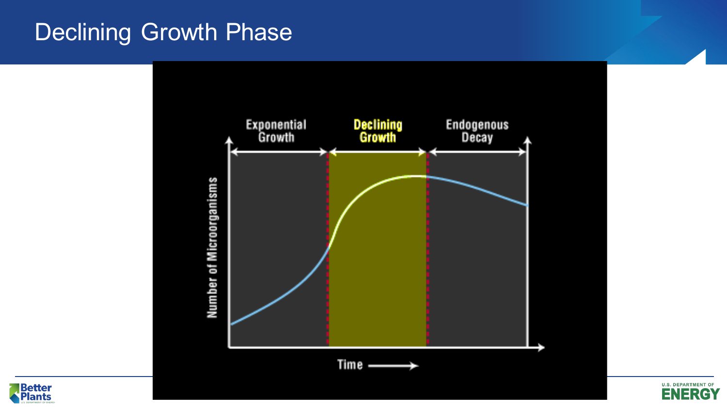# Declining Growth Phase

Exponential Growth

Declining Growth

Endogenous Decay

Number of Microorganisms

Time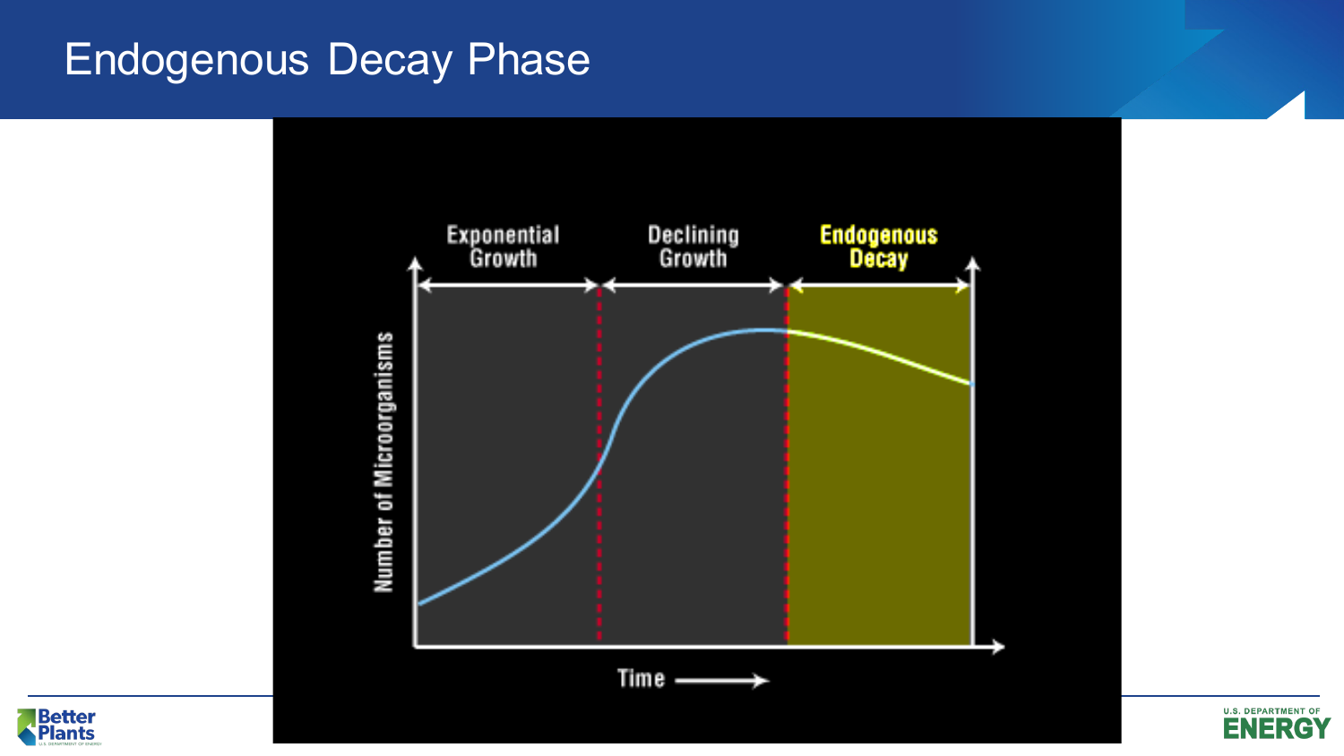# Endogenous Decay Phase

Exponential Growth | Declining Growth | Endogenous Decay

Number of Microorganisms

Time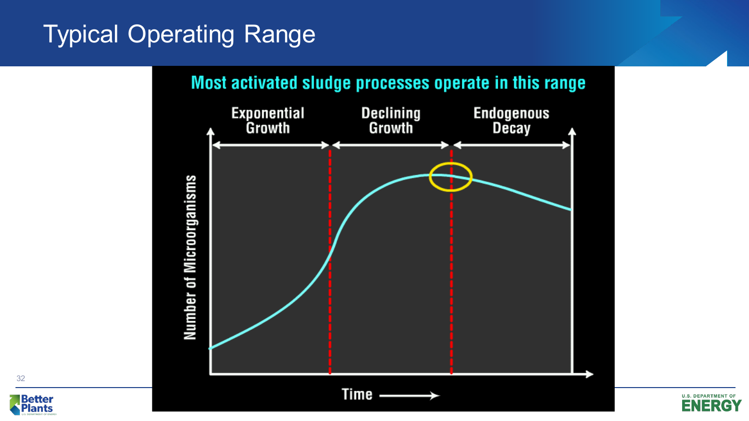# Typical Operating Range

Most activated sludge processes operate in this range

Exponential Growth | Declining Growth | Endogenous Decay

Number of Microorganisms

Time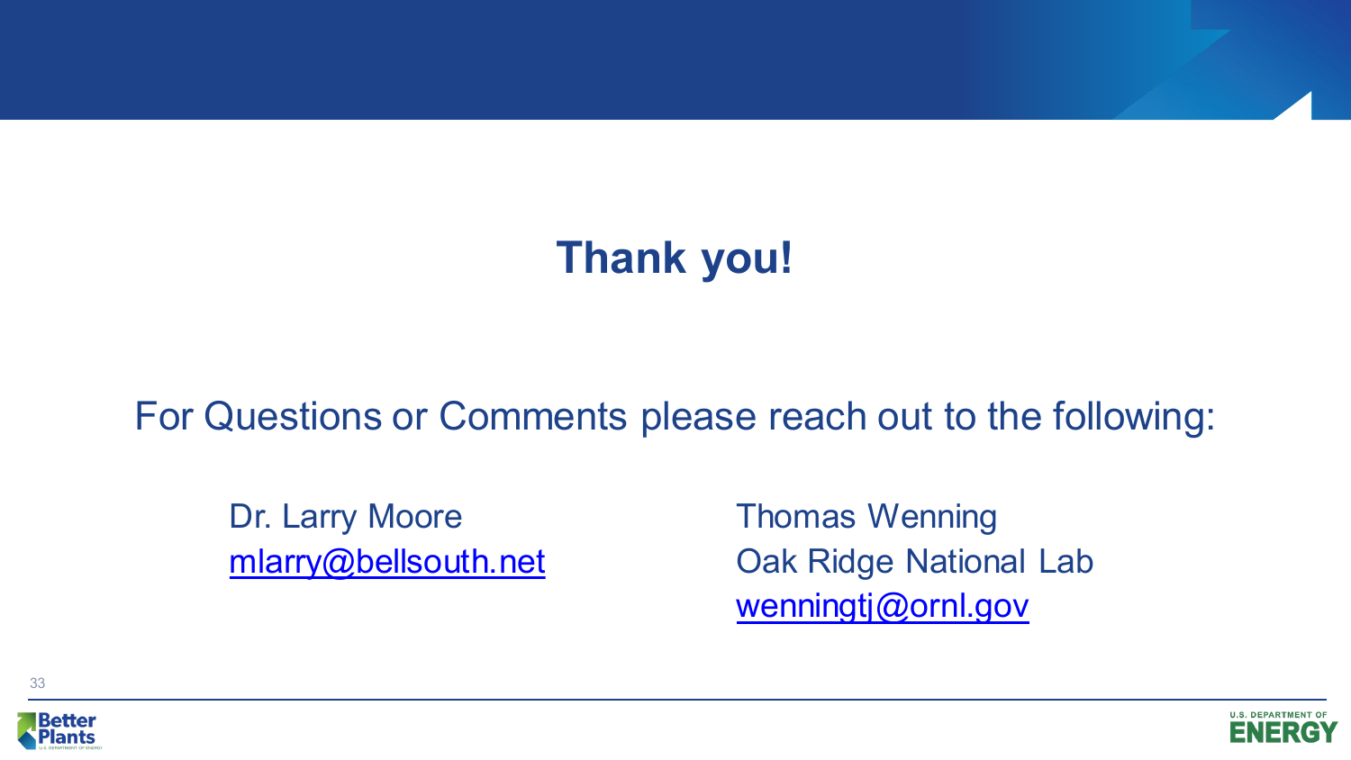# Thank you!

For Questions or Comments please reach out to the following:

Dr. Larry Moore
mlarry@bellsouth.net

Thomas Wenning
Oak Ridge National Lab
wenningtj@ornl.gov